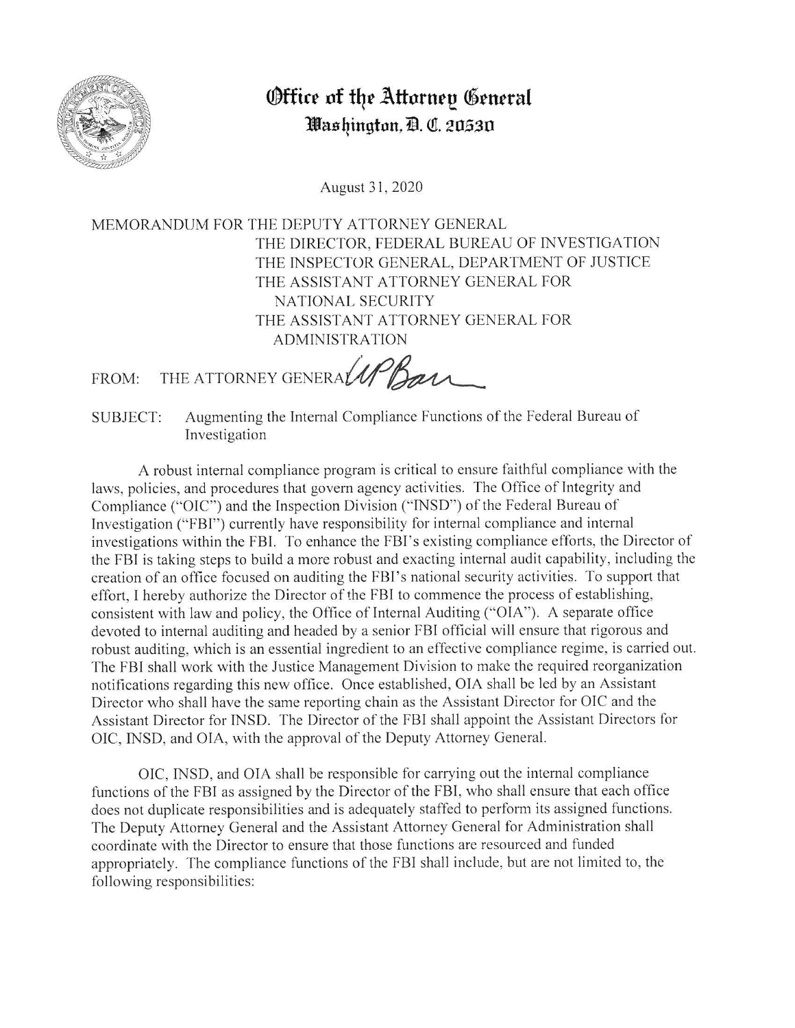# Office of the Attorney General
## Washington, D. C. 20530

August 31, 2020

MEMORANDUM FOR THE DEPUTY ATTORNEY GENERAL
THE DIRECTOR, FEDERAL BUREAU OF INVESTIGATION
THE INSPECTOR GENERAL, DEPARTMENT OF JUSTICE
THE ASSISTANT ATTORNEY GENERAL FOR NATIONAL SECURITY
THE ASSISTANT ATTORNEY GENERAL FOR ADMINISTRATION

FROM: THE ATTORNEY GENERAL

SUBJECT: Augmenting the Internal Compliance Functions of the Federal Bureau of Investigation

A robust internal compliance program is critical to ensure faithful compliance with the laws, policies, and procedures that govern agency activities. The Office of Integrity and Compliance ("OIC") and the Inspection Division ("INSD") of the Federal Bureau of Investigation ("FBI") currently have responsibility for internal compliance and internal investigations within the FBI. To enhance the FBI's existing compliance efforts, the Director of the FBI is taking steps to build a more robust and exacting internal audit capability, including the creation of an office focused on auditing the FBI's national security activities. To support that effort, I hereby authorize the Director of the FBI to commence the process of establishing, consistent with law and policy, the Office of Internal Auditing ("OIA"). A separate office devoted to internal auditing and headed by a senior FBI official will ensure that rigorous and robust auditing, which is an essential ingredient to an effective compliance regime, is carried out. The FBI shall work with the Justice Management Division to make the required reorganization notifications regarding this new office. Once established, OIA shall be led by an Assistant Director who shall have the same reporting chain as the Assistant Director for OIC and the Assistant Director for INSD. The Director of the FBI shall appoint the Assistant Directors for OIC, INSD, and OIA, with the approval of the Deputy Attorney General.

OIC, INSD, and OIA shall be responsible for carrying out the internal compliance functions of the FBI as assigned by the Director of the FBI, who shall ensure that each office does not duplicate responsibilities and is adequately staffed to perform its assigned functions. The Deputy Attorney General and the Assistant Attorney General for Administration shall coordinate with the Director to ensure that those functions are resourced and funded appropriately. The compliance functions of the FBI shall include, but are not limited to, the following responsibilities: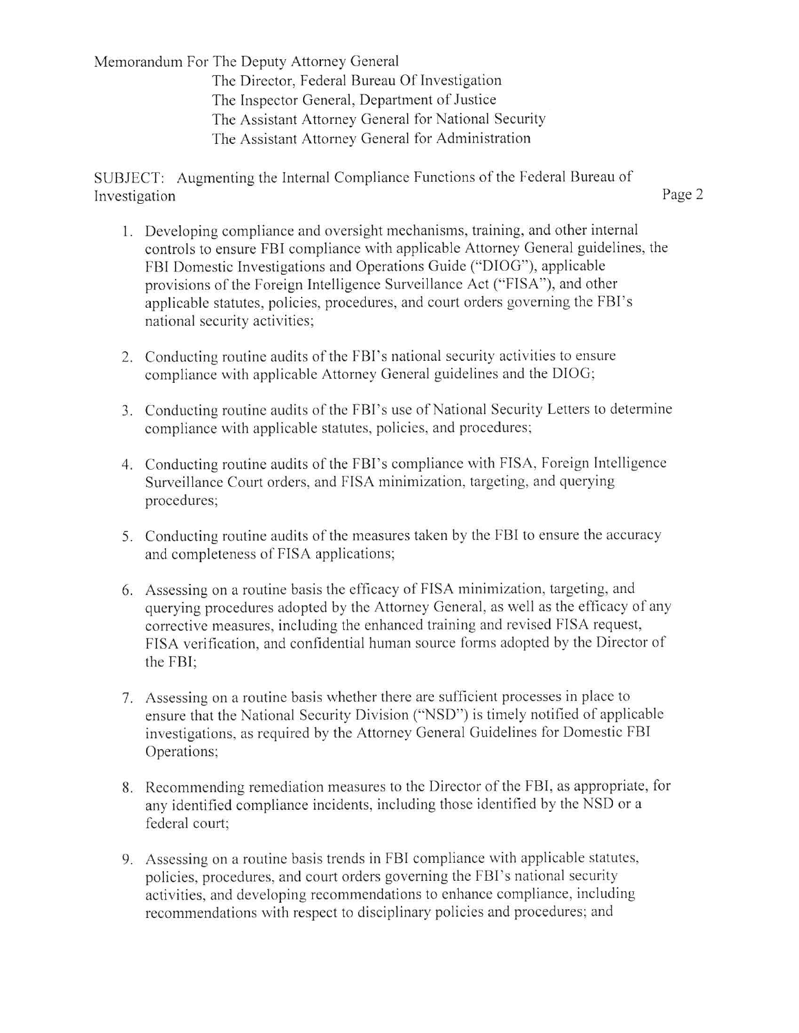1. Developing compliance and oversight mechanisms, training, and other internal controls to ensure FBI compliance with applicable Attorney General guidelines, the FBI Domestic Investigations and Operations Guide ("DIOG"), applicable provisions of the Foreign Intelligence Surveillance Act ("FISA"), and other applicable statutes, policies, procedures, and court orders governing the FBI's national security activities;

2. Conducting routine audits of the FBI's national security activities to ensure compliance with applicable Attorney General guidelines and the DIOG;

3. Conducting routine audits of the FBI's use of National Security Letters to determine compliance with applicable statutes, policies, and procedures;

4. Conducting routine audits of the FBI's compliance with FISA, Foreign Intelligence Surveillance Court orders, and FISA minimization, targeting, and querying procedures;

5. Conducting routine audits of the measures taken by the FBI to ensure the accuracy and completeness of FISA applications;

6. Assessing on a routine basis the efficacy of FISA minimization, targeting, and querying procedures adopted by the Attorney General, as well as the efficacy of any corrective measures, including the enhanced training and revised FISA request, FISA verification, and confidential human source forms adopted by the Director of the FBI;

7. Assessing on a routine basis whether there are sufficient processes in place to ensure that the National Security Division ("NSD") is timely notified of applicable investigations, as required by the Attorney General Guidelines for Domestic FBI Operations;

8. Recommending remediation measures to the Director of the FBI, as appropriate, for any identified compliance incidents, including those identified by the NSD or a federal court;

9. Assessing on a routine basis trends in FBI compliance with applicable statutes, policies, procedures, and court orders governing the FBI's national security activities, and developing recommendations to enhance compliance, including recommendations with respect to disciplinary policies and procedures; and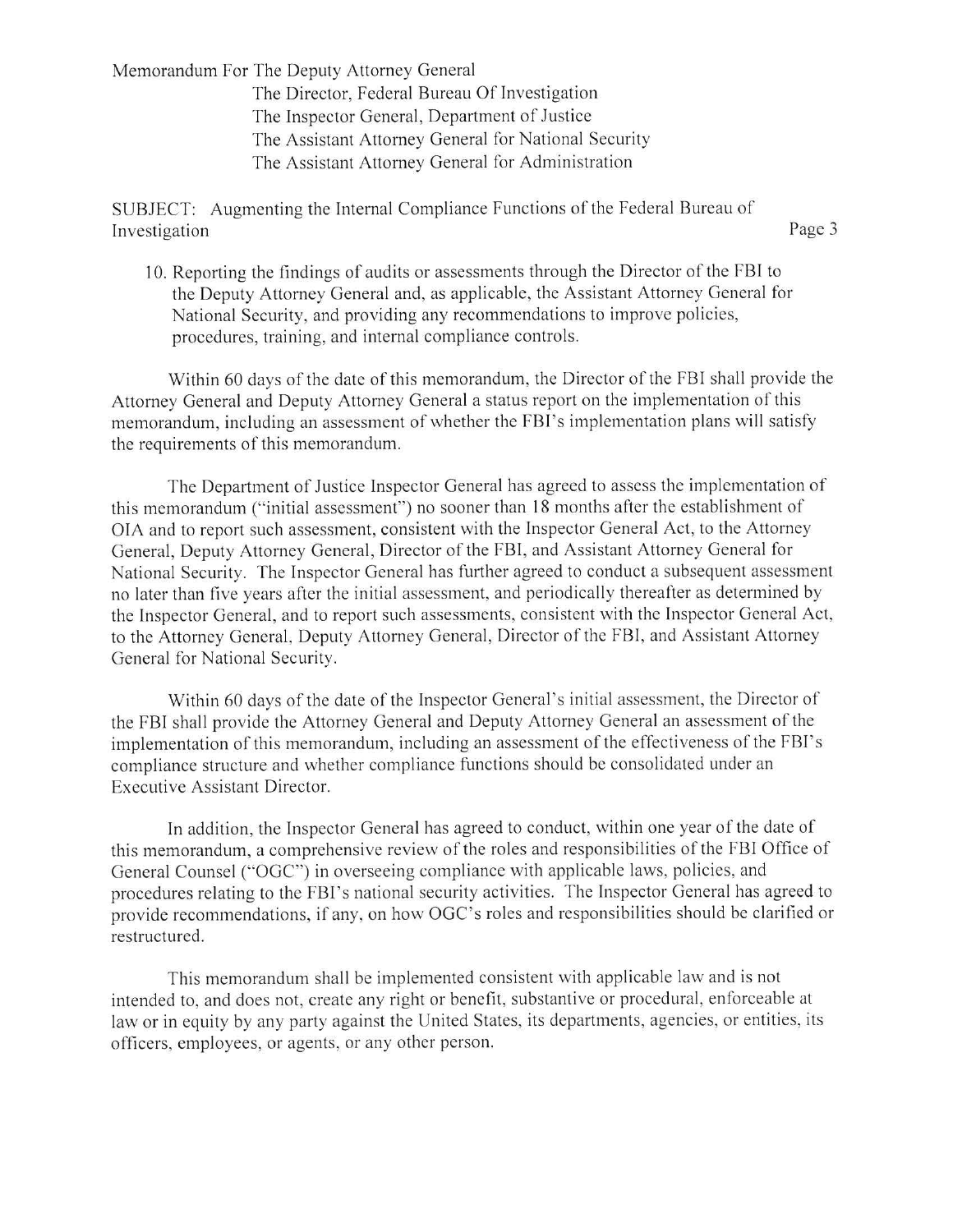10. Reporting the findings of audits or assessments through the Director of the FBI to the Deputy Attorney General and, as applicable, the Assistant Attorney General for National Security, and providing any recommendations to improve policies, procedures, training, and internal compliance controls.

Within 60 days of the date of this memorandum, the Director of the FBI shall provide the Attorney General and Deputy Attorney General a status report on the implementation of this memorandum, including an assessment of whether the FBI's implementation plans will satisfy the requirements of this memorandum.

The Department of Justice Inspector General has agreed to assess the implementation of this memorandum ("initial assessment") no sooner than 18 months after the establishment of OIA and to report such assessment, consistent with the Inspector General Act, to the Attorney General, Deputy Attorney General, Director of the FBI, and Assistant Attorney General for National Security. The Inspector General has further agreed to conduct a subsequent assessment no later than five years after the initial assessment, and periodically thereafter as determined by the Inspector General, and to report such assessments, consistent with the Inspector General Act, to the Attorney General, Deputy Attorney General, Director of the FBI, and Assistant Attorney General for National Security.

Within 60 days of the date of the Inspector General's initial assessment, the Director of the FBI shall provide the Attorney General and Deputy Attorney General an assessment of the implementation of this memorandum, including an assessment of the effectiveness of the FBI's compliance structure and whether compliance functions should be consolidated under an Executive Assistant Director.

In addition, the Inspector General has agreed to conduct, within one year of the date of this memorandum, a comprehensive review of the roles and responsibilities of the FBI Office of General Counsel ("OGC") in overseeing compliance with applicable laws, policies, and procedures relating to the FBI's national security activities. The Inspector General has agreed to provide recommendations, if any, on how OGC's roles and responsibilities should be clarified or restructured.

This memorandum shall be implemented consistent with applicable law and is not intended to, and does not, create any right or benefit, substantive or procedural, enforceable at law or in equity by any party against the United States, its departments, agencies, or entities, its officers, employees, or agents, or any other person.